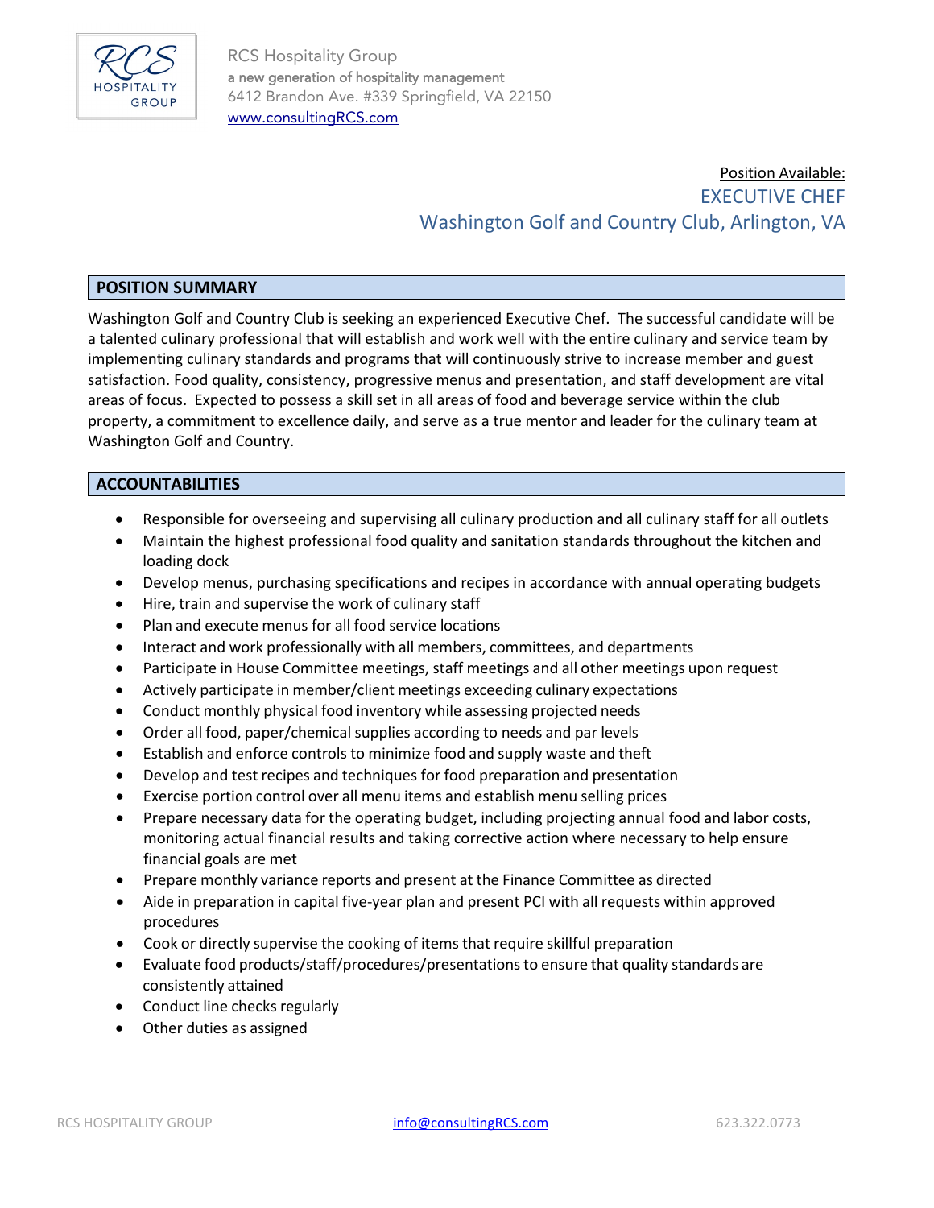RCS Hospitality Group
a new generation of hospitality management
6412 Brandon Ave. #339 Springfield, VA 22150
www.consultingRCS.com

Position Available:

# EXECUTIVE CHEF
## Washington Golf and Country Club, Arlington, VA

## POSITION SUMMARY

Washington Golf and Country Club is seeking an experienced Executive Chef. The successful candidate will be a talented culinary professional that will establish and work well with the entire culinary and service team by implementing culinary standards and programs that will continuously strive to increase member and guest satisfaction. Food quality, consistency, progressive menus and presentation, and staff development are vital areas of focus. Expected to possess a skill set in all areas of food and beverage service within the club property, a commitment to excellence daily, and serve as a true mentor and leader for the culinary team at Washington Golf and Country.

## ACCOUNTABILITIES

- Responsible for overseeing and supervising all culinary production and all culinary staff for all outlets
- Maintain the highest professional food quality and sanitation standards throughout the kitchen and loading dock
- Develop menus, purchasing specifications and recipes in accordance with annual operating budgets
- Hire, train and supervise the work of culinary staff
- Plan and execute menus for all food service locations
- Interact and work professionally with all members, committees, and departments
- Participate in House Committee meetings, staff meetings and all other meetings upon request
- Actively participate in member/client meetings exceeding culinary expectations
- Conduct monthly physical food inventory while assessing projected needs
- Order all food, paper/chemical supplies according to needs and par levels
- Establish and enforce controls to minimize food and supply waste and theft
- Develop and test recipes and techniques for food preparation and presentation
- Exercise portion control over all menu items and establish menu selling prices
- Prepare necessary data for the operating budget, including projecting annual food and labor costs, monitoring actual financial results and taking corrective action where necessary to help ensure financial goals are met
- Prepare monthly variance reports and present at the Finance Committee as directed
- Aide in preparation in capital five-year plan and present PCI with all requests within approved procedures
- Cook or directly supervise the cooking of items that require skillful preparation
- Evaluate food products/staff/procedures/presentations to ensure that quality standards are consistently attained
- Conduct line checks regularly
- Other duties as assigned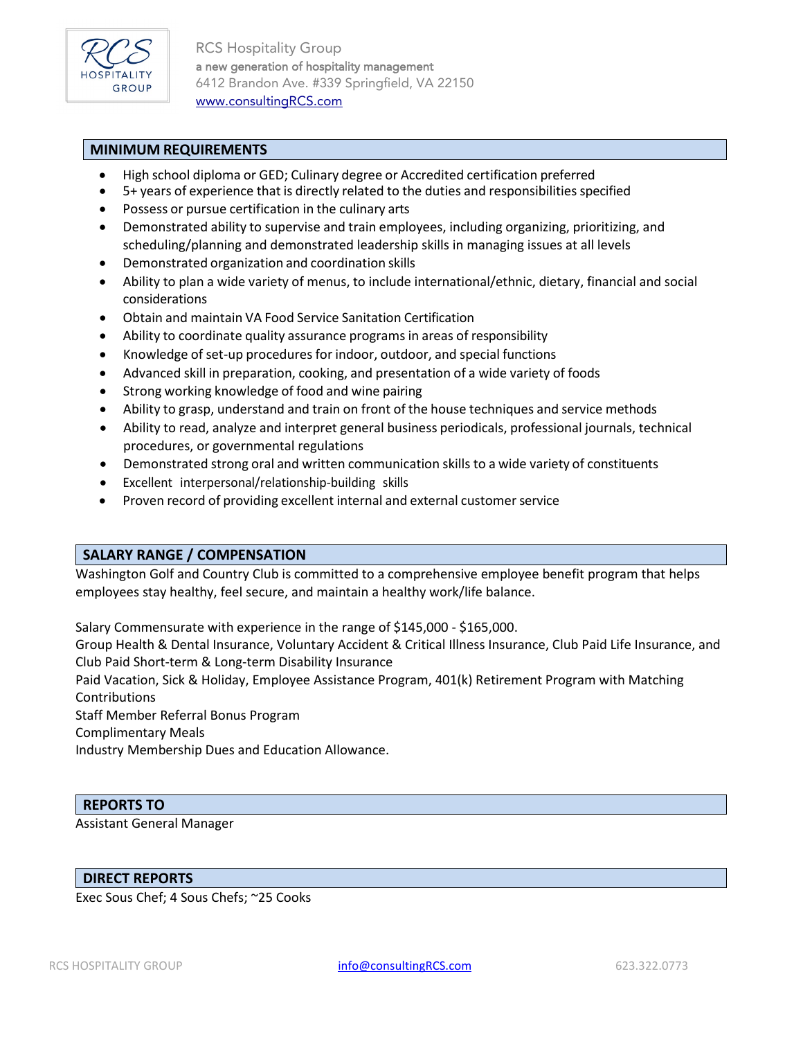## MINIMUM REQUIREMENTS

- High school diploma or GED; Culinary degree or Accredited certification preferred
- 5+ years of experience that is directly related to the duties and responsibilities specified
- Possess or pursue certification in the culinary arts
- Demonstrated ability to supervise and train employees, including organizing, prioritizing, and scheduling/planning and demonstrated leadership skills in managing issues at all levels
- Demonstrated organization and coordination skills
- Ability to plan a wide variety of menus, to include international/ethnic, dietary, financial and social considerations
- Obtain and maintain VA Food Service Sanitation Certification
- Ability to coordinate quality assurance programs in areas of responsibility
- Knowledge of set-up procedures for indoor, outdoor, and special functions
- Advanced skill in preparation, cooking, and presentation of a wide variety of foods
- Strong working knowledge of food and wine pairing
- Ability to grasp, understand and train on front of the house techniques and service methods
- Ability to read, analyze and interpret general business periodicals, professional journals, technical procedures, or governmental regulations
- Demonstrated strong oral and written communication skills to a wide variety of constituents
- Excellent interpersonal/relationship-building skills
- Proven record of providing excellent internal and external customer service

## SALARY RANGE / COMPENSATION

Washington Golf and Country Club is committed to a comprehensive employee benefit program that helps employees stay healthy, feel secure, and maintain a healthy work/life balance.

Salary Commensurate with experience in the range of $145,000 - $165,000.
Group Health & Dental Insurance, Voluntary Accident & Critical Illness Insurance, Club Paid Life Insurance, and Club Paid Short-term & Long-term Disability Insurance
Paid Vacation, Sick & Holiday, Employee Assistance Program, 401(k) Retirement Program with Matching Contributions
Staff Member Referral Bonus Program
Complimentary Meals
Industry Membership Dues and Education Allowance.

## REPORTS TO

Assistant General Manager

## DIRECT REPORTS

Exec Sous Chef; 4 Sous Chefs; ~25 Cooks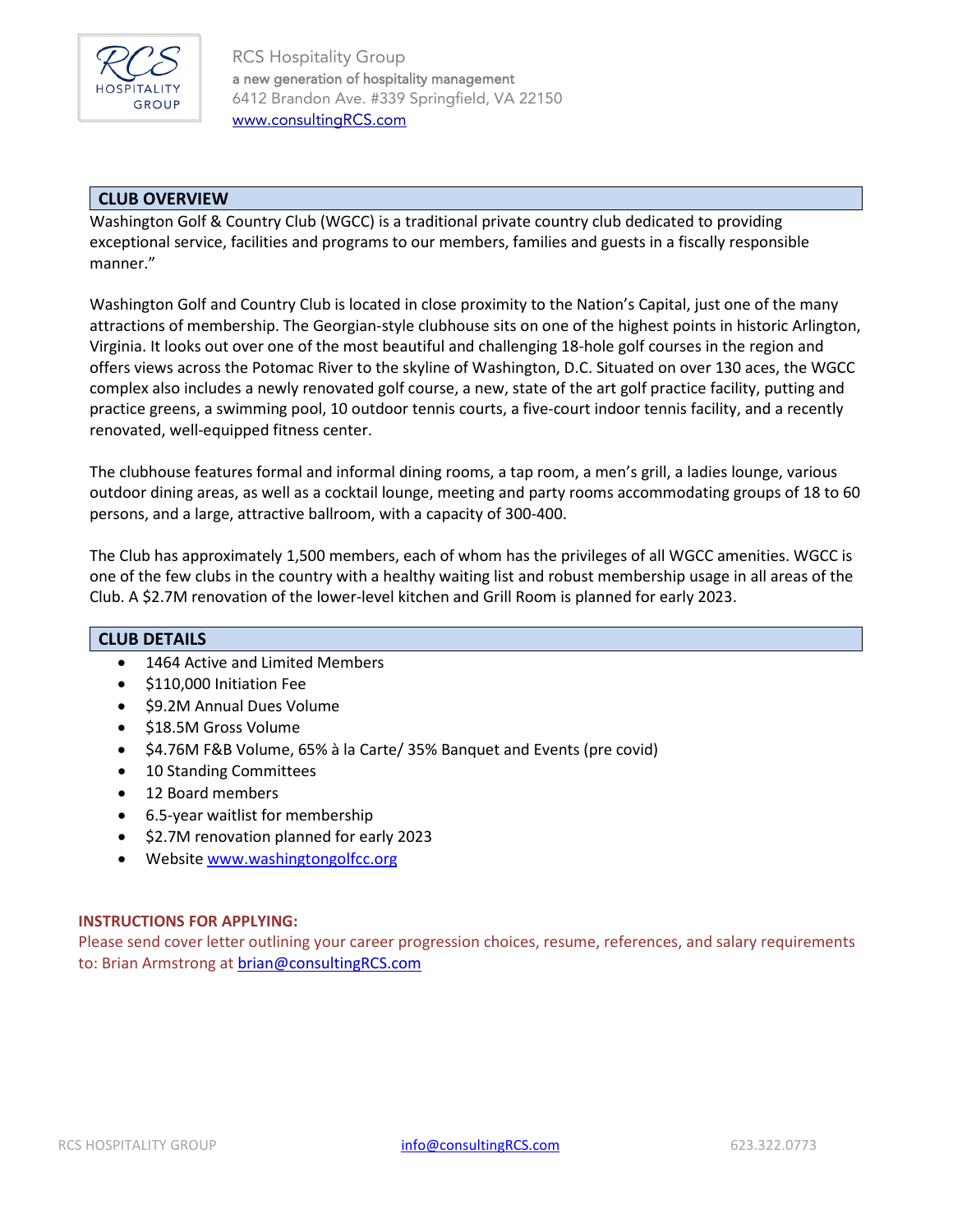RCS Hospitality Group
a new generation of hospitality management
6412 Brandon Ave. #339 Springfield, VA 22150
www.consultingRCS.com

## CLUB OVERVIEW

Washington Golf & Country Club (WGCC) is a traditional private country club dedicated to providing exceptional service, facilities and programs to our members, families and guests in a fiscally responsible manner."

Washington Golf and Country Club is located in close proximity to the Nation's Capital, just one of the many attractions of membership. The Georgian-style clubhouse sits on one of the highest points in historic Arlington, Virginia. It looks out over one of the most beautiful and challenging 18-hole golf courses in the region and offers views across the Potomac River to the skyline of Washington, D.C. Situated on over 130 aces, the WGCC complex also includes a newly renovated golf course, a new, state of the art golf practice facility, putting and practice greens, a swimming pool, 10 outdoor tennis courts, a five-court indoor tennis facility, and a recently renovated, well-equipped fitness center.

The clubhouse features formal and informal dining rooms, a tap room, a men's grill, a ladies lounge, various outdoor dining areas, as well as a cocktail lounge, meeting and party rooms accommodating groups of 18 to 60 persons, and a large, attractive ballroom, with a capacity of 300-400.

The Club has approximately 1,500 members, each of whom has the privileges of all WGCC amenities. WGCC is one of the few clubs in the country with a healthy waiting list and robust membership usage in all areas of the Club. A $2.7M renovation of the lower-level kitchen and Grill Room is planned for early 2023.

## CLUB DETAILS

- 1464 Active and Limited Members
- $110,000 Initiation Fee
- $9.2M Annual Dues Volume
- $18.5M Gross Volume
- $4.76M F&B Volume, 65% à la Carte/ 35% Banquet and Events (pre covid)
- 10 Standing Committees
- 12 Board members
- 6.5-year waitlist for membership
- $2.7M renovation planned for early 2023
- Website www.washingtongolfcc.org

**INSTRUCTIONS FOR APPLYING:**

Please send cover letter outlining your career progression choices, resume, references, and salary requirements to: Brian Armstrong at brian@consultingRCS.com